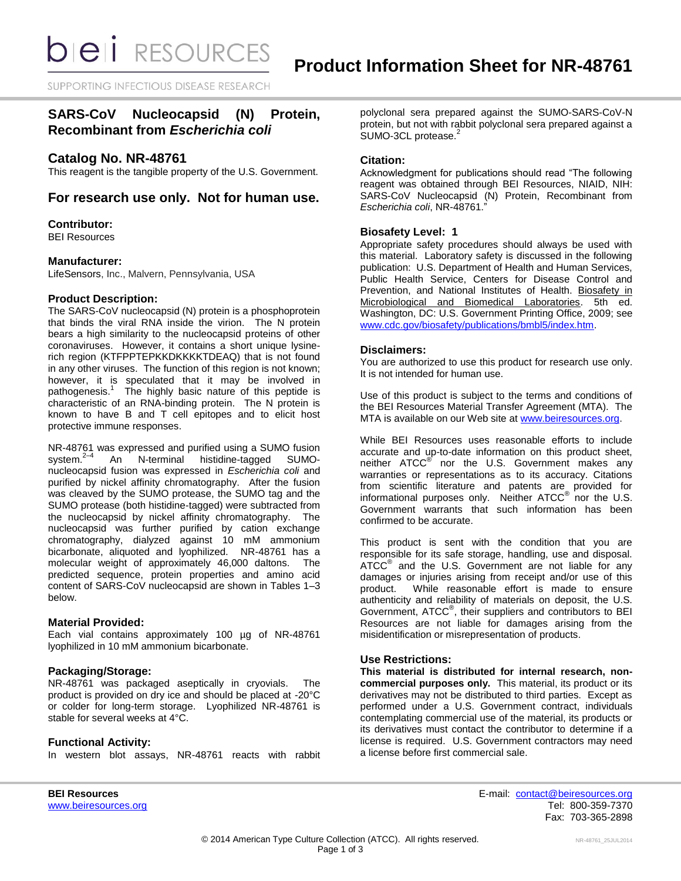# Product Information Sheet for NR-48761

## SARS-CoV Nucleocapsid (N) Protein, Recombinant from *Escherichia coli*

## Catalog No. NR-48761

This reagent is the tangible property of the U.S. Government.

## For research use only. Not for human use.

### Contributor:

BEI Resources

### Manufacturer:

LifeSensors, Inc., Malvern, Pennsylvania, USA

### Product Description:

The SARS-CoV nucleocapsid (N) protein is a phosphoprotein that binds the viral RNA inside the virion. The N protein bears a high similarity to the nucleocapsid proteins of other coronaviruses. However, it contains a short unique lysine-rich region (KTFPPTEPKKDKKKKTDEAQ) that is not found in any other viruses. The function of this region is not known; however, it is speculated that it may be involved in pathogenesis.[1] The highly basic nature of this peptide is characteristic of an RNA-binding protein. The N protein is known to have B and T cell epitopes and to elicit host protective immune responses.

NR-48761 was expressed and purified using a SUMO fusion system.[2–4] An N-terminal histidine-tagged SUMO-nucleocapsid fusion was expressed in *Escherichia coli* and purified by nickel affinity chromatography. After the fusion was cleaved by the SUMO protease, the SUMO tag and the SUMO protease (both histidine-tagged) were subtracted from the nucleocapsid by nickel affinity chromatography. The nucleocapsid was further purified by cation exchange chromatography, dialyzed against 10 mM ammonium bicarbonate, aliquoted and lyophilized. NR-48761 has a molecular weight of approximately 46,000 daltons. The predicted sequence, protein properties and amino acid content of SARS-CoV nucleocapsid are shown in Tables 1–3 below.

### Material Provided:

Each vial contains approximately 100 µg of NR-48761 lyophilized in 10 mM ammonium bicarbonate.

### Packaging/Storage:

NR-48761 was packaged aseptically in cryovials. The product is provided on dry ice and should be placed at -20°C or colder for long-term storage. Lyophilized NR-48761 is stable for several weeks at 4°C.

### Functional Activity:

In western blot assays, NR-48761 reacts with rabbit polyclonal sera prepared against the SUMO-SARS-CoV-N protein, but not with rabbit polyclonal sera prepared against a SUMO-3CL protease.[2]

### Citation:

Acknowledgment for publications should read "The following reagent was obtained through BEI Resources, NIAID, NIH: SARS-CoV Nucleocapsid (N) Protein, Recombinant from *Escherichia coli*, NR-48761."

### Biosafety Level: 1

Appropriate safety procedures should always be used with this material. Laboratory safety is discussed in the following publication: U.S. Department of Health and Human Services, Public Health Service, Centers for Disease Control and Prevention, and National Institutes of Health. Biosafety in Microbiological and Biomedical Laboratories. 5th ed. Washington, DC: U.S. Government Printing Office, 2009; see www.cdc.gov/biosafety/publications/bmbl5/index.htm.

### Disclaimers:

You are authorized to use this product for research use only. It is not intended for human use.

Use of this product is subject to the terms and conditions of the BEI Resources Material Transfer Agreement (MTA). The MTA is available on our Web site at www.beiresources.org.

While BEI Resources uses reasonable efforts to include accurate and up-to-date information on this product sheet, neither ATCC® nor the U.S. Government makes any warranties or representations as to its accuracy. Citations from scientific literature and patents are provided for informational purposes only. Neither ATCC® nor the U.S. Government warrants that such information has been confirmed to be accurate.

This product is sent with the condition that you are responsible for its safe storage, handling, use and disposal. ATCC® and the U.S. Government are not liable for any damages or injuries arising from receipt and/or use of this product. While reasonable effort is made to ensure authenticity and reliability of materials on deposit, the U.S. Government, ATCC®, their suppliers and contributors to BEI Resources are not liable for damages arising from the misidentification or misrepresentation of products.

### Use Restrictions:

**This material is distributed for internal research, non-commercial purposes only.** This material, its product or its derivatives may not be distributed to third parties. Except as performed under a U.S. Government contract, individuals contemplating commercial use of the material, its products or its derivatives must contact the contributor to determine if a license is required. U.S. Government contractors may need a license before first commercial sale.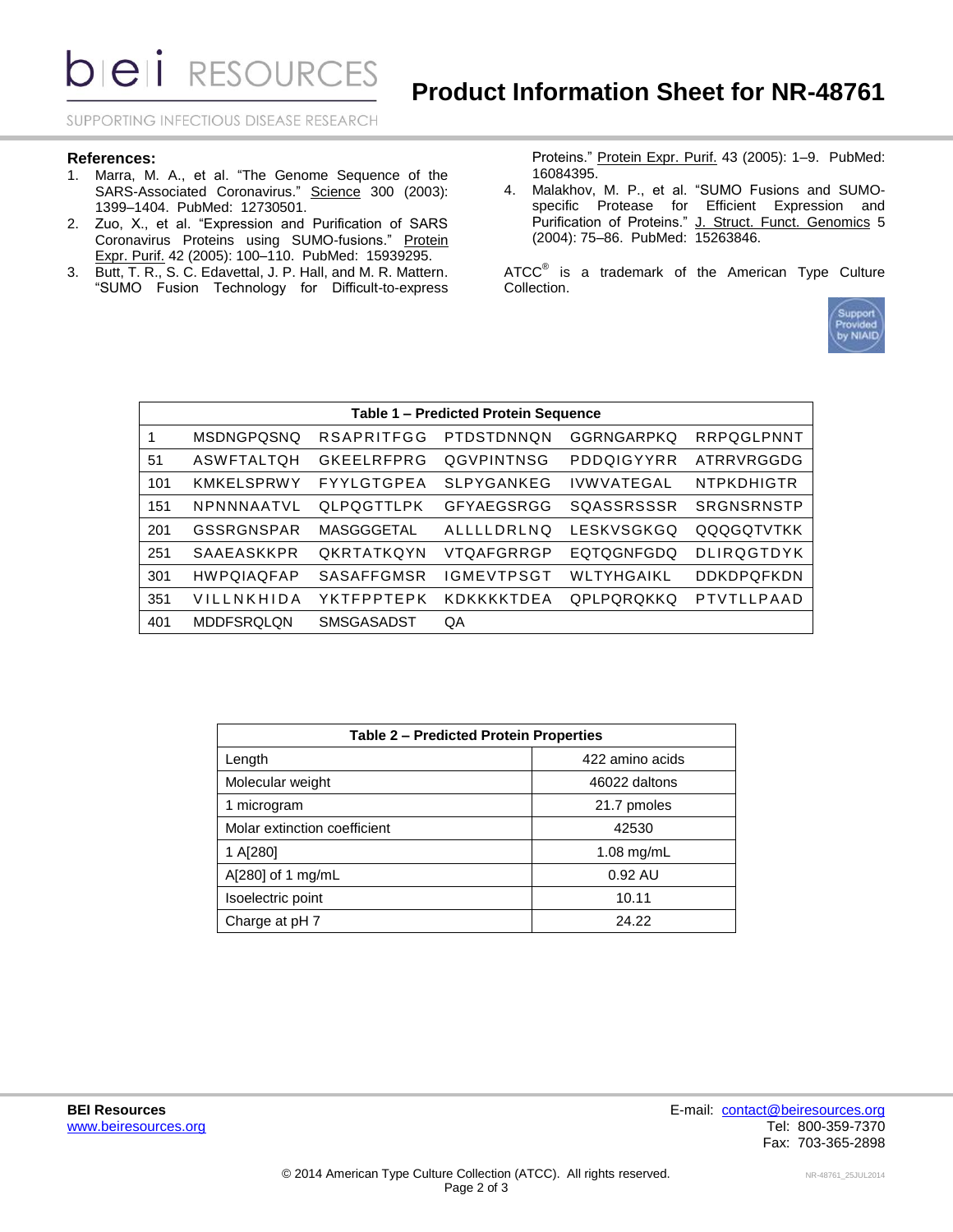**References:**

1. Marra, M. A., et al. "The Genome Sequence of the SARS-Associated Coronavirus." Science 300 (2003): 1399–1404. PubMed: 12730501.
2. Zuo, X., et al. "Expression and Purification of SARS Coronavirus Proteins using SUMO-fusions." Protein Expr. Purif. 42 (2005): 100–110. PubMed: 15939295.
3. Butt, T. R., S. C. Edavettal, J. P. Hall, and M. R. Mattern. "SUMO Fusion Technology for Difficult-to-express Proteins." Protein Expr. Purif. 43 (2005): 1–9. PubMed: 16084395.
4. Malakhov, M. P., et al. "SUMO Fusions and SUMO-specific Protease for Efficient Expression and Purification of Proteins." J. Struct. Funct. Genomics 5 (2004): 75–86. PubMed: 15263846.

ATCC® is a trademark of the American Type Culture Collection.

Support Provided by NIAID

**Table 1 – Predicted Protein Sequence**

| | | | | | |
|---|---|---|---|---|---|
| 1 | MSDNGPQSNQ | RSAPRITFGG | PTDSTDNNQN | GGRNGARPKQ | RRPQGLPNNT |
| 51 | ASWFTALTQH | GKEELRFPRG | QGVPINTNSG | PDDQIGYYRR | ATRRVRGGDG |
| 101 | KMKELSPRWY | FYYLGTGPEA | SLPYGANKEG | IVWVATEGAL | NTPKDHIGTR |
| 151 | NPNNNAATVL | QLPQGTTLPK | GFYAEGSRGG | SQASSRSSSR | SRGNSRNSTP |
| 201 | GSSRGNSPAR | MASGGGETAL | ALLLLDRLNQ | LESKVSGKGQ | QQQGQTVTKK |
| 251 | SAAEASKKPR | QKRTATKQYN | VTQAFGRRGP | EQTQGNFGDQ | DLIRQGTDYK |
| 301 | HWPQIAQFAP | SASAFFGMSR | IGMEVTPSGT | WLTYHGAIKL | DDKDPQFKDN |
| 351 | VILLNKHIDA | YKTFPPTEPK | KDKKKKTDEA | QPLPQRQKKQ | PTVTLLPAAD |
| 401 | MDDFSRQLQN | SMSGASADST | QA | | |

**Table 2 – Predicted Protein Properties**

| | |
|---|---|
| Length | 422 amino acids |
| Molecular weight | 46022 daltons |
| 1 microgram | 21.7 pmoles |
| Molar extinction coefficient | 42530 |
| 1 A[280] | 1.08 mg/mL |
| A[280] of 1 mg/mL | 0.92 AU |
| Isoelectric point | 10.11 |
| Charge at pH 7 | 24.22 |

**BEI Resources**
www.beiresources.org

E-mail: contact@beiresources.org
Tel: 800-359-7370
Fax: 703-365-2898

© 2014 American Type Culture Collection (ATCC). All rights reserved.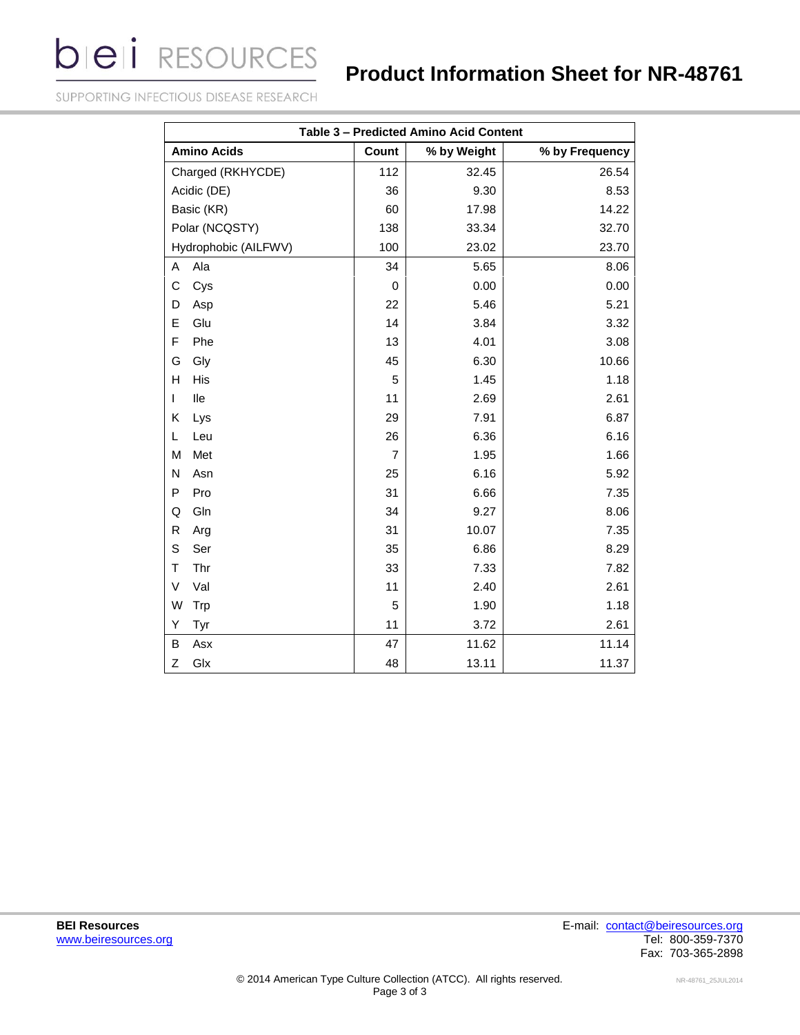| Table 3 – Predicted Amino Acid Content | | | |
|---|---|---|---|
| **Amino Acids** | **Count** | **% by Weight** | **% by Frequency** |
| Charged (RKHYCDE) | 112 | 32.45 | 26.54 |
| Acidic (DE) | 36 | 9.30 | 8.53 |
| Basic (KR) | 60 | 17.98 | 14.22 |
| Polar (NCQSTY) | 138 | 33.34 | 32.70 |
| Hydrophobic (AILFWV) | 100 | 23.02 | 23.70 |
| A Ala | 34 | 5.65 | 8.06 |
| C Cys | 0 | 0.00 | 0.00 |
| D Asp | 22 | 5.46 | 5.21 |
| E Glu | 14 | 3.84 | 3.32 |
| F Phe | 13 | 4.01 | 3.08 |
| G Gly | 45 | 6.30 | 10.66 |
| H His | 5 | 1.45 | 1.18 |
| I Ile | 11 | 2.69 | 2.61 |
| K Lys | 29 | 7.91 | 6.87 |
| L Leu | 26 | 6.36 | 6.16 |
| M Met | 7 | 1.95 | 1.66 |
| N Asn | 25 | 6.16 | 5.92 |
| P Pro | 31 | 6.66 | 7.35 |
| Q Gln | 34 | 9.27 | 8.06 |
| R Arg | 31 | 10.07 | 7.35 |
| S Ser | 35 | 6.86 | 8.29 |
| T Thr | 33 | 7.33 | 7.82 |
| V Val | 11 | 2.40 | 2.61 |
| W Trp | 5 | 1.90 | 1.18 |
| Y Tyr | 11 | 3.72 | 2.61 |
| B Asx | 47 | 11.62 | 11.14 |
| Z Glx | 48 | 13.11 | 11.37 |